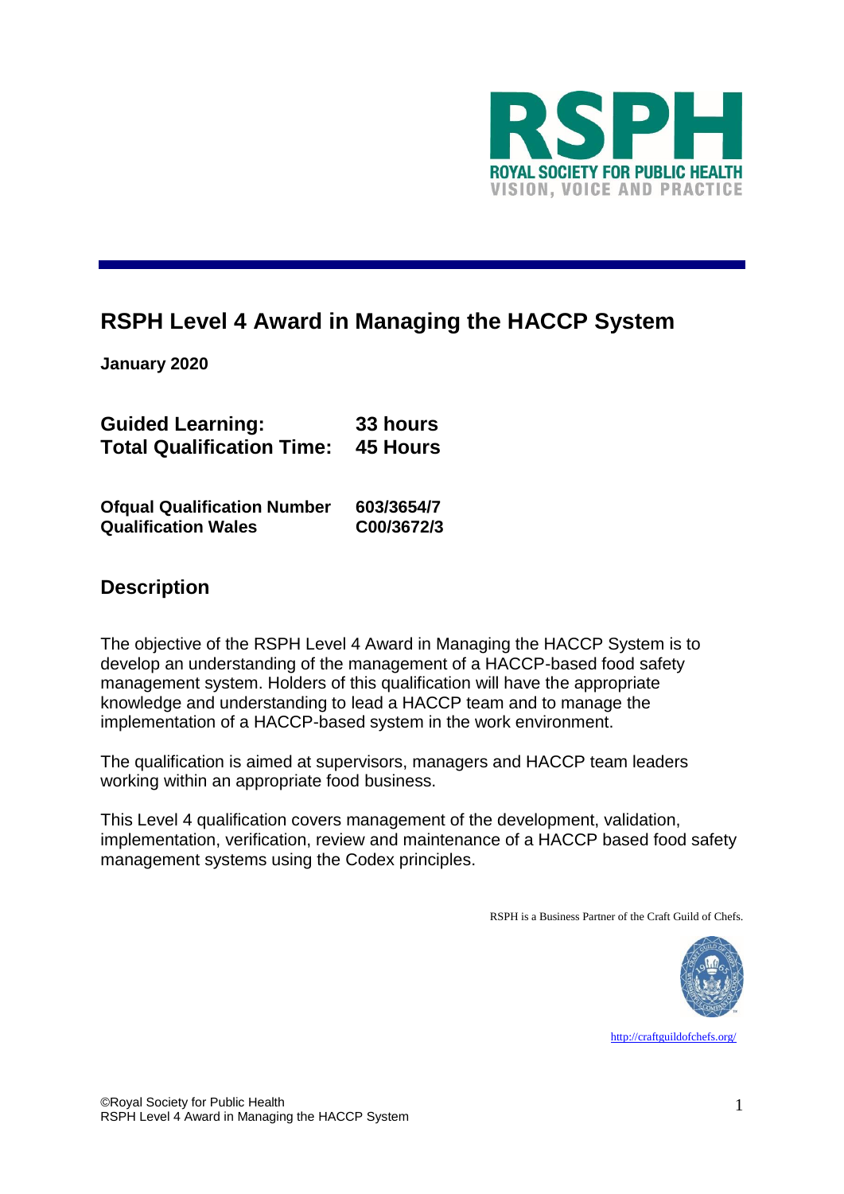# RSPH Level 4 Award in Managing the HACCP System

**January 2020**

| | |
|---|---|
| **Guided Learning:** | **33 hours** |
| **Total Qualification Time:** | **45 Hours** |

| | |
|---|---|
| **Ofqual Qualification Number** | **603/3654/7** |
| **Qualification Wales** | **C00/3672/3** |

## Description

The objective of the RSPH Level 4 Award in Managing the HACCP System is to develop an understanding of the management of a HACCP-based food safety management system. Holders of this qualification will have the appropriate knowledge and understanding to lead a HACCP team and to manage the implementation of a HACCP-based system in the work environment.

The qualification is aimed at supervisors, managers and HACCP team leaders working within an appropriate food business.

This Level 4 qualification covers management of the development, validation, implementation, verification, review and maintenance of a HACCP based food safety management systems using the Codex principles.

RSPH is a Business Partner of the Craft Guild of Chefs.

http://craftguildofchefs.org/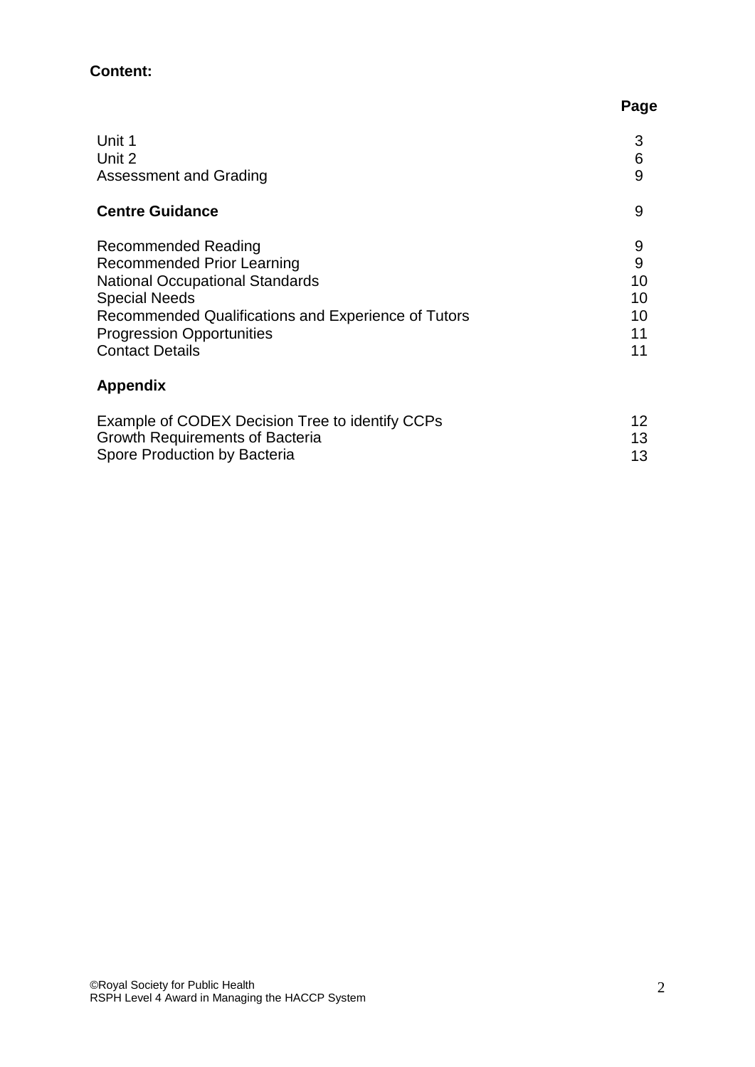**Content:**

| | Page |
|---|---|
| Unit 1 | 3 |
| Unit 2 | 6 |
| Assessment and Grading | 9 |
| **Centre Guidance** | 9 |
| Recommended Reading | 9 |
| Recommended Prior Learning | 9 |
| National Occupational Standards | 10 |
| Special Needs | 10 |
| Recommended Qualifications and Experience of Tutors | 10 |
| Progression Opportunities | 11 |
| Contact Details | 11 |
| **Appendix** | |
| Example of CODEX Decision Tree to identify CCPs | 12 |
| Growth Requirements of Bacteria | 13 |
| Spore Production by Bacteria | 13 |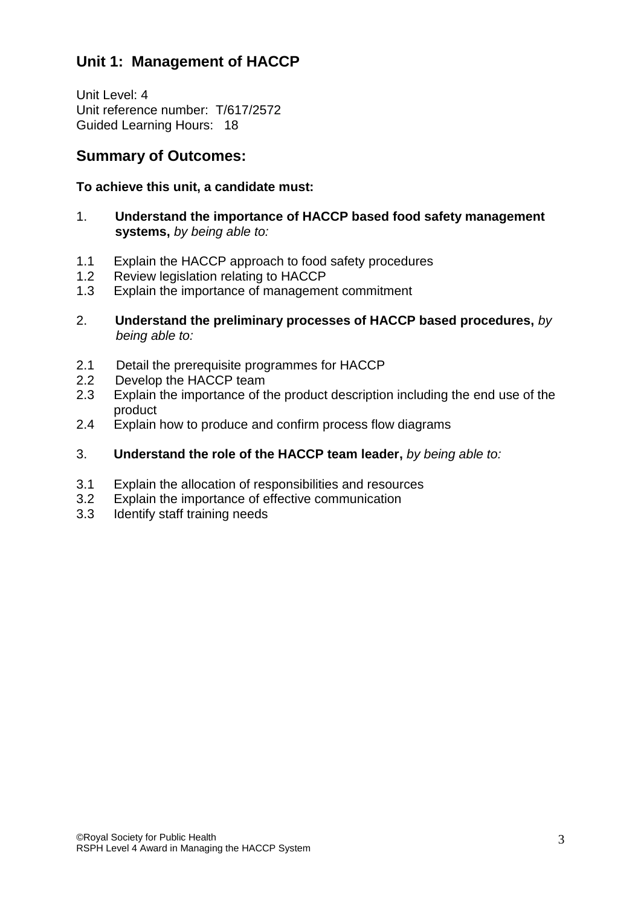## Unit 1: Management of HACCP

Unit Level: 4
Unit reference number: T/617/2572
Guided Learning Hours: 18

## Summary of Outcomes:

**To achieve this unit, a candidate must:**

1. **Understand the importance of HACCP based food safety management systems,** *by being able to:*

1.1 Explain the HACCP approach to food safety procedures
1.2 Review legislation relating to HACCP
1.3 Explain the importance of management commitment

2. **Understand the preliminary processes of HACCP based procedures,** *by being able to:*

2.1 Detail the prerequisite programmes for HACCP
2.2 Develop the HACCP team
2.3 Explain the importance of the product description including the end use of the product
2.4 Explain how to produce and confirm process flow diagrams

3. **Understand the role of the HACCP team leader,** *by being able to:*

3.1 Explain the allocation of responsibilities and resources
3.2 Explain the importance of effective communication
3.3 Identify staff training needs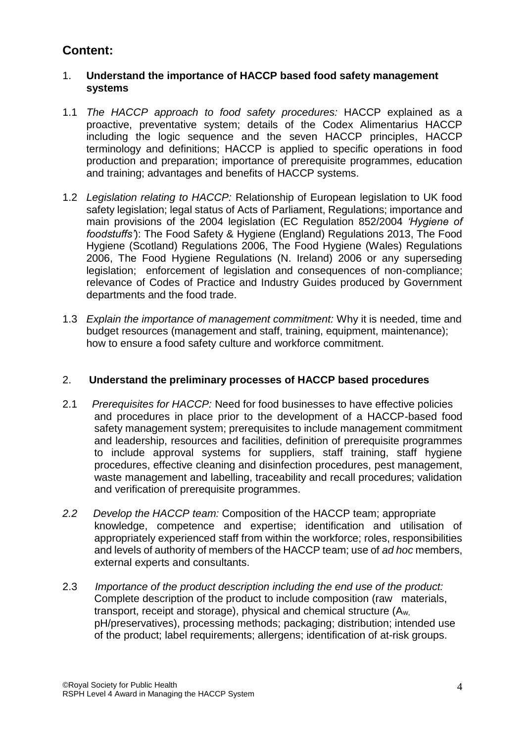## Content:

### 1. **Understand the importance of HACCP based food safety management systems**

1.1 *The HACCP approach to food safety procedures:* HACCP explained as a proactive, preventative system; details of the Codex Alimentarius HACCP including the logic sequence and the seven HACCP principles, HACCP terminology and definitions; HACCP is applied to specific operations in food production and preparation; importance of prerequisite programmes, education and training; advantages and benefits of HACCP systems.

1.2 *Legislation relating to HACCP:* Relationship of European legislation to UK food safety legislation; legal status of Acts of Parliament, Regulations; importance and main provisions of the 2004 legislation (EC Regulation 852/2004 *'Hygiene of foodstuffs'*): The Food Safety & Hygiene (England) Regulations 2013, The Food Hygiene (Scotland) Regulations 2006, The Food Hygiene (Wales) Regulations 2006, The Food Hygiene Regulations (N. Ireland) 2006 or any superseding legislation; enforcement of legislation and consequences of non-compliance; relevance of Codes of Practice and Industry Guides produced by Government departments and the food trade.

1.3 *Explain the importance of management commitment:* Why it is needed, time and budget resources (management and staff, training, equipment, maintenance); how to ensure a food safety culture and workforce commitment.

### 2. **Understand the preliminary processes of HACCP based procedures**

2.1 *Prerequisites for HACCP:* Need for food businesses to have effective policies and procedures in place prior to the development of a HACCP-based food safety management system; prerequisites to include management commitment and leadership, resources and facilities, definition of prerequisite programmes to include approval systems for suppliers, staff training, staff hygiene procedures, effective cleaning and disinfection procedures, pest management, waste management and labelling, traceability and recall procedures; validation and verification of prerequisite programmes.

*2.2* *Develop the HACCP team:* Composition of the HACCP team; appropriate knowledge, competence and expertise; identification and utilisation of appropriately experienced staff from within the workforce; roles, responsibilities and levels of authority of members of the HACCP team; use of *ad hoc* members, external experts and consultants.

2.3 *Importance of the product description including the end use of the product:* Complete description of the product to include composition (raw materials, transport, receipt and storage), physical and chemical structure ($A_w$, pH/preservatives), processing methods; packaging; distribution; intended use of the product; label requirements; allergens; identification of at-risk groups.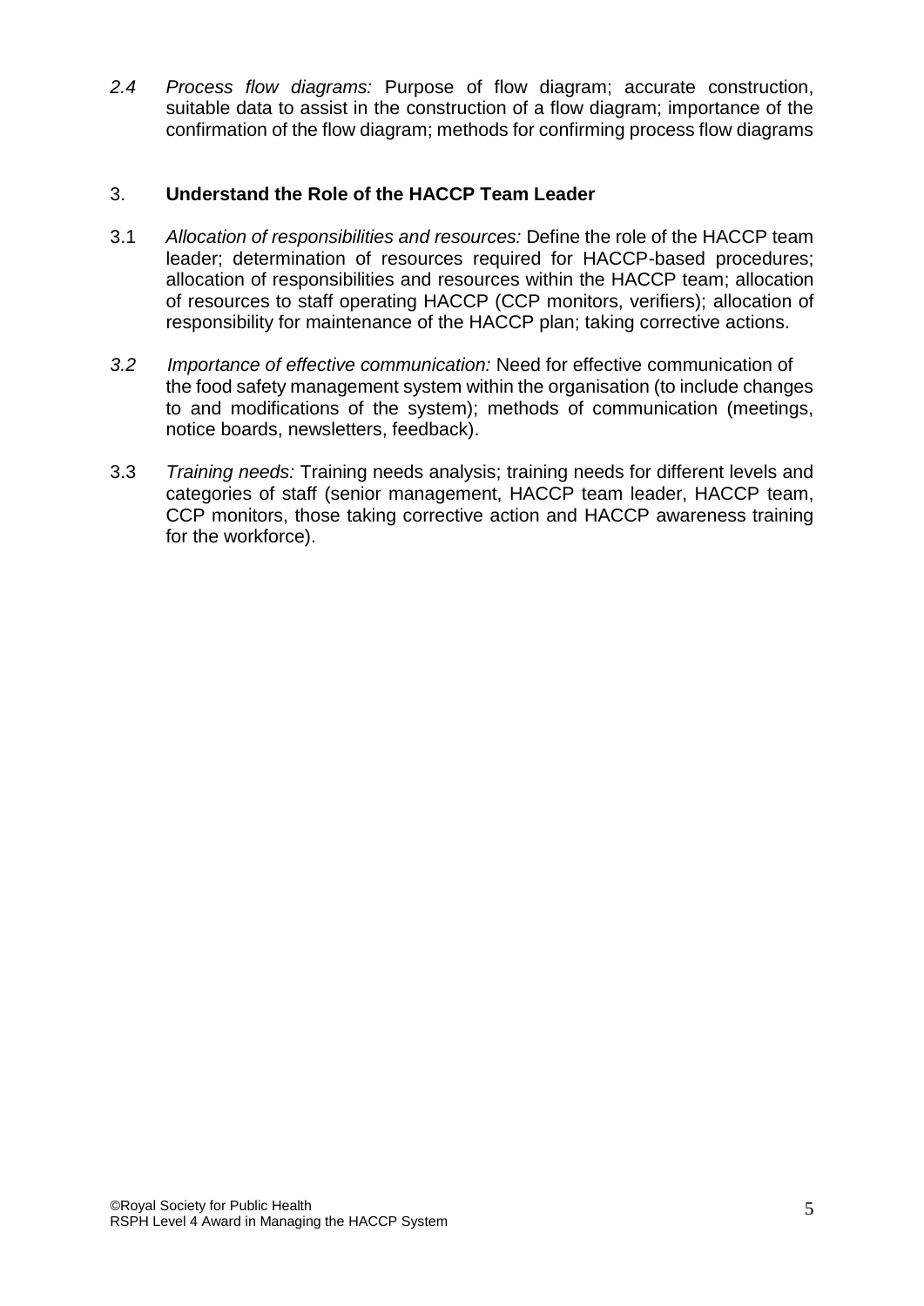*2.4 Process flow diagrams:* Purpose of flow diagram; accurate construction, suitable data to assist in the construction of a flow diagram; importance of the confirmation of the flow diagram; methods for confirming process flow diagrams

## 3. Understand the Role of the HACCP Team Leader

3.1 *Allocation of responsibilities and resources:* Define the role of the HACCP team leader; determination of resources required for HACCP-based procedures; allocation of responsibilities and resources within the HACCP team; allocation of resources to staff operating HACCP (CCP monitors, verifiers); allocation of responsibility for maintenance of the HACCP plan; taking corrective actions.

*3.2 Importance of effective communication:* Need for effective communication of the food safety management system within the organisation (to include changes to and modifications of the system); methods of communication (meetings, notice boards, newsletters, feedback).

3.3 *Training needs:* Training needs analysis; training needs for different levels and categories of staff (senior management, HACCP team leader, HACCP team, CCP monitors, those taking corrective action and HACCP awareness training for the workforce).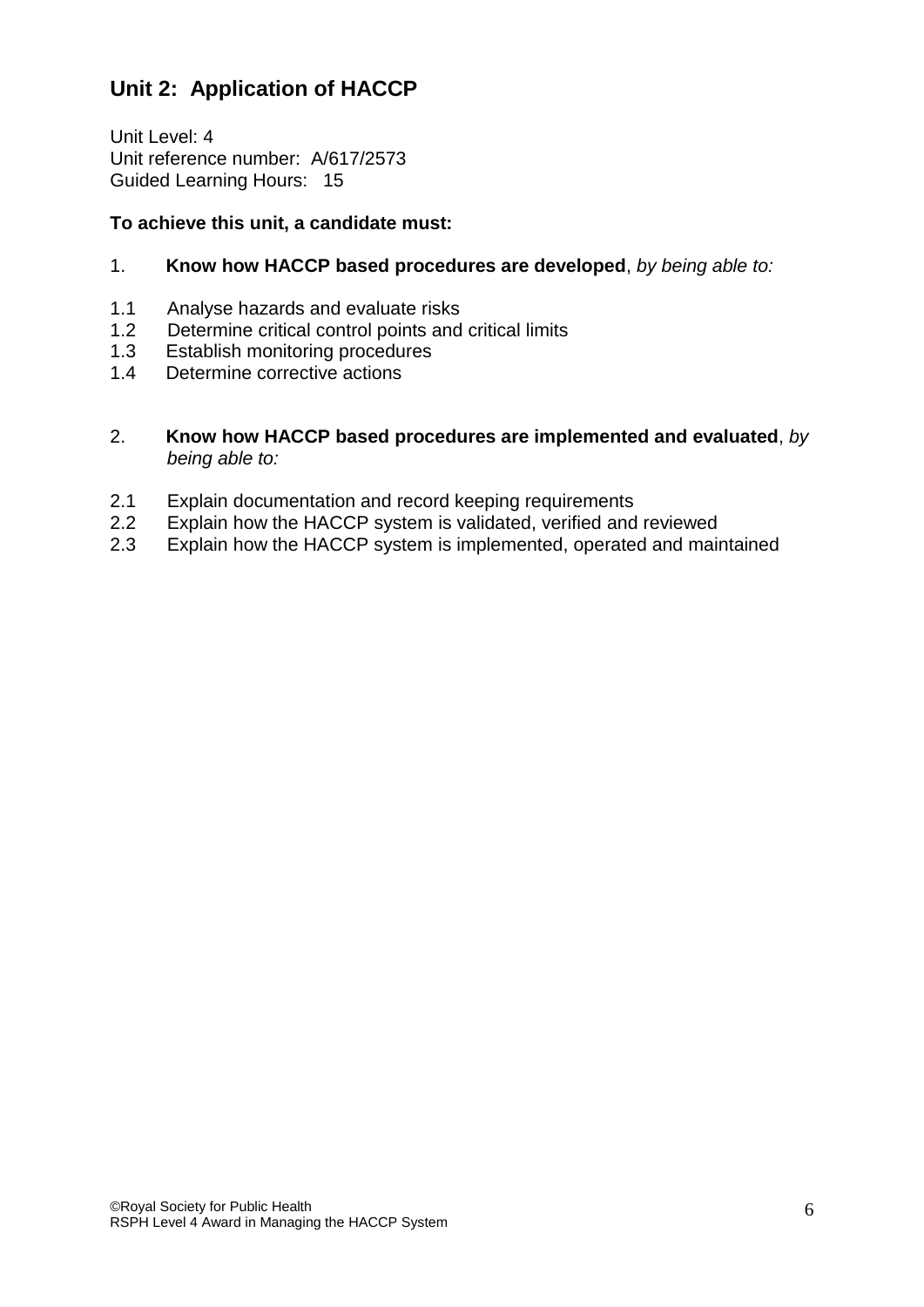## Unit 2: Application of HACCP

Unit Level: 4
Unit reference number: A/617/2573
Guided Learning Hours: 15

**To achieve this unit, a candidate must:**

1. **Know how HACCP based procedures are developed**, *by being able to:*

1.1 Analyse hazards and evaluate risks
1.2 Determine critical control points and critical limits
1.3 Establish monitoring procedures
1.4 Determine corrective actions

2. **Know how HACCP based procedures are implemented and evaluated**, *by being able to:*

2.1 Explain documentation and record keeping requirements
2.2 Explain how the HACCP system is validated, verified and reviewed
2.3 Explain how the HACCP system is implemented, operated and maintained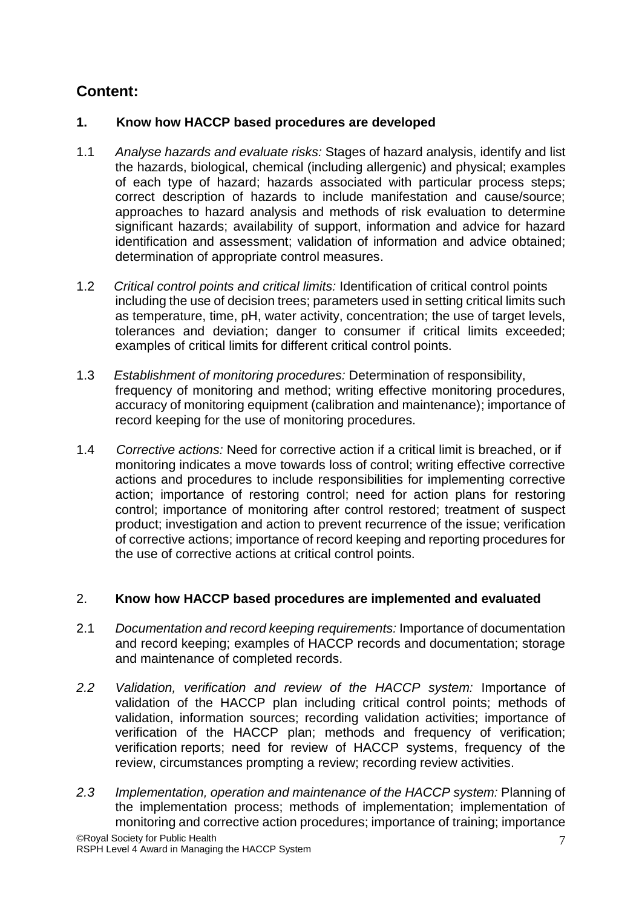## Content:

### 1. Know how HACCP based procedures are developed

1.1 *Analyse hazards and evaluate risks:* Stages of hazard analysis, identify and list the hazards, biological, chemical (including allergenic) and physical; examples of each type of hazard; hazards associated with particular process steps; correct description of hazards to include manifestation and cause/source; approaches to hazard analysis and methods of risk evaluation to determine significant hazards; availability of support, information and advice for hazard identification and assessment; validation of information and advice obtained; determination of appropriate control measures.

1.2 *Critical control points and critical limits:* Identification of critical control points including the use of decision trees; parameters used in setting critical limits such as temperature, time, pH, water activity, concentration; the use of target levels, tolerances and deviation; danger to consumer if critical limits exceeded; examples of critical limits for different critical control points.

1.3 *Establishment of monitoring procedures:* Determination of responsibility, frequency of monitoring and method; writing effective monitoring procedures, accuracy of monitoring equipment (calibration and maintenance); importance of record keeping for the use of monitoring procedures.

1.4 *Corrective actions:* Need for corrective action if a critical limit is breached, or if monitoring indicates a move towards loss of control; writing effective corrective actions and procedures to include responsibilities for implementing corrective action; importance of restoring control; need for action plans for restoring control; importance of monitoring after control restored; treatment of suspect product; investigation and action to prevent recurrence of the issue; verification of corrective actions; importance of record keeping and reporting procedures for the use of corrective actions at critical control points.

### 2. Know how HACCP based procedures are implemented and evaluated

2.1 *Documentation and record keeping requirements:* Importance of documentation and record keeping; examples of HACCP records and documentation; storage and maintenance of completed records.

*2.2* *Validation, verification and review of the HACCP system:* Importance of validation of the HACCP plan including critical control points; methods of validation, information sources; recording validation activities; importance of verification of the HACCP plan; methods and frequency of verification; verification reports; need for review of HACCP systems, frequency of the review, circumstances prompting a review; recording review activities.

*2.3* *Implementation, operation and maintenance of the HACCP system:* Planning of the implementation process; methods of implementation; implementation of monitoring and corrective action procedures; importance of training; importance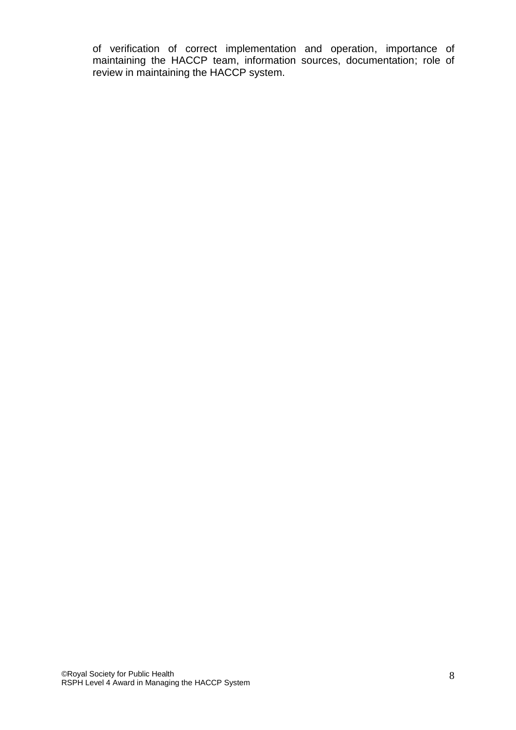of verification of correct implementation and operation, importance of maintaining the HACCP team, information sources, documentation; role of review in maintaining the HACCP system.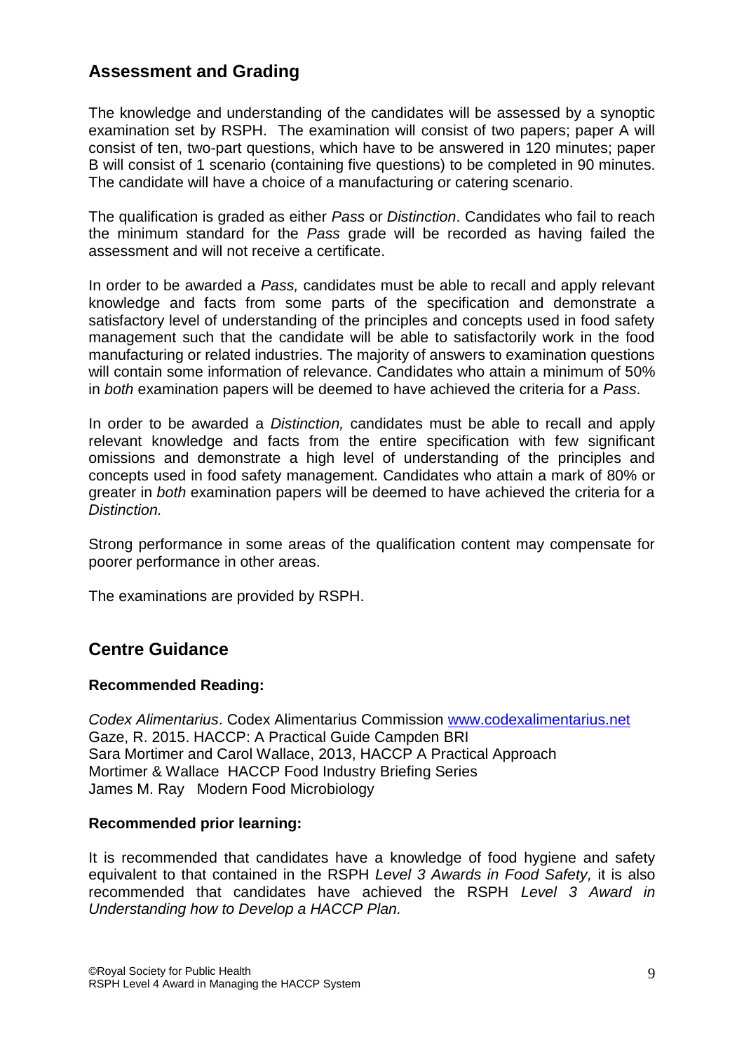## Assessment and Grading

The knowledge and understanding of the candidates will be assessed by a synoptic examination set by RSPH. The examination will consist of two papers; paper A will consist of ten, two-part questions, which have to be answered in 120 minutes; paper B will consist of 1 scenario (containing five questions) to be completed in 90 minutes. The candidate will have a choice of a manufacturing or catering scenario.

The qualification is graded as either *Pass* or *Distinction*. Candidates who fail to reach the minimum standard for the *Pass* grade will be recorded as having failed the assessment and will not receive a certificate.

In order to be awarded a *Pass,* candidates must be able to recall and apply relevant knowledge and facts from some parts of the specification and demonstrate a satisfactory level of understanding of the principles and concepts used in food safety management such that the candidate will be able to satisfactorily work in the food manufacturing or related industries. The majority of answers to examination questions will contain some information of relevance. Candidates who attain a minimum of 50% in *both* examination papers will be deemed to have achieved the criteria for a *Pass*.

In order to be awarded a *Distinction,* candidates must be able to recall and apply relevant knowledge and facts from the entire specification with few significant omissions and demonstrate a high level of understanding of the principles and concepts used in food safety management. Candidates who attain a mark of 80% or greater in *both* examination papers will be deemed to have achieved the criteria for a *Distinction.*

Strong performance in some areas of the qualification content may compensate for poorer performance in other areas.

The examinations are provided by RSPH.

## Centre Guidance

**Recommended Reading:**

*Codex Alimentarius*. Codex Alimentarius Commission www.codexalimentarius.net
Gaze, R. 2015. HACCP: A Practical Guide Campden BRI
Sara Mortimer and Carol Wallace, 2013, HACCP A Practical Approach
Mortimer & Wallace HACCP Food Industry Briefing Series
James M. Ray Modern Food Microbiology

**Recommended prior learning:**

It is recommended that candidates have a knowledge of food hygiene and safety equivalent to that contained in the RSPH *Level 3 Awards in Food Safety,* it is also recommended that candidates have achieved the RSPH *Level 3 Award in Understanding how to Develop a HACCP Plan.*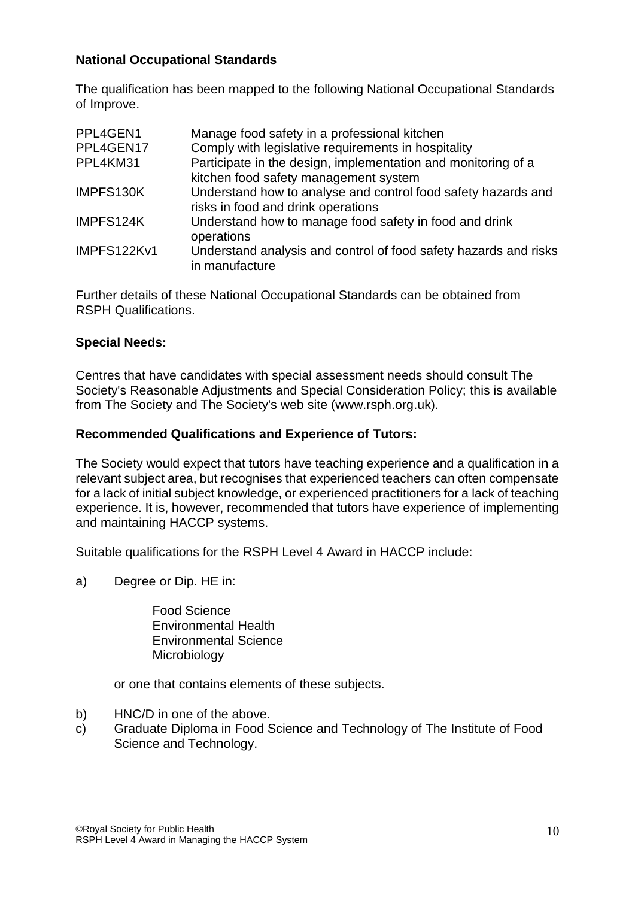**National Occupational Standards**

The qualification has been mapped to the following National Occupational Standards of Improve.

| | |
|---|---|
| PPL4GEN1 | Manage food safety in a professional kitchen |
| PPL4GEN17 | Comply with legislative requirements in hospitality |
| PPL4KM31 | Participate in the design, implementation and monitoring of a kitchen food safety management system |
| IMPFS130K | Understand how to analyse and control food safety hazards and risks in food and drink operations |
| IMPFS124K | Understand how to manage food safety in food and drink operations |
| IMPFS122Kv1 | Understand analysis and control of food safety hazards and risks in manufacture |

Further details of these National Occupational Standards can be obtained from RSPH Qualifications.

**Special Needs:**

Centres that have candidates with special assessment needs should consult The Society's Reasonable Adjustments and Special Consideration Policy; this is available from The Society and The Society's web site (www.rsph.org.uk).

**Recommended Qualifications and Experience of Tutors:**

The Society would expect that tutors have teaching experience and a qualification in a relevant subject area, but recognises that experienced teachers can often compensate for a lack of initial subject knowledge, or experienced practitioners for a lack of teaching experience. It is, however, recommended that tutors have experience of implementing and maintaining HACCP systems.

Suitable qualifications for the RSPH Level 4 Award in HACCP include:

a) Degree or Dip. HE in:

    Food Science
    Environmental Health
    Environmental Science
    Microbiology

    or one that contains elements of these subjects.

b) HNC/D in one of the above.

c) Graduate Diploma in Food Science and Technology of The Institute of Food Science and Technology.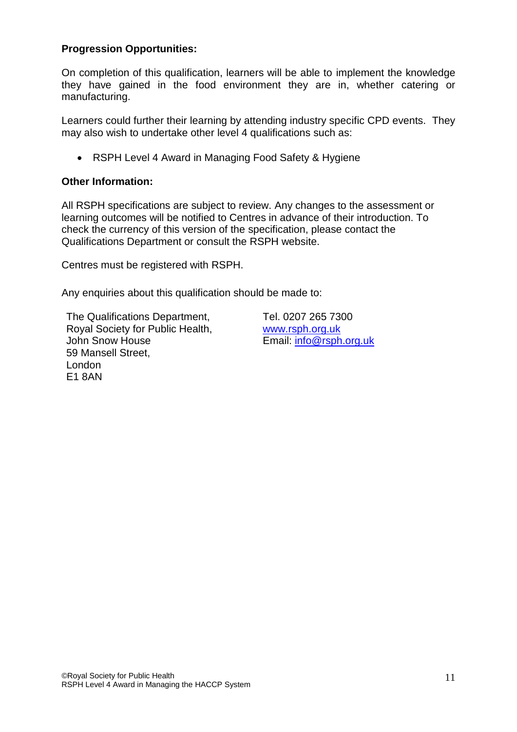**Progression Opportunities:**

On completion of this qualification, learners will be able to implement the knowledge they have gained in the food environment they are in, whether catering or manufacturing.

Learners could further their learning by attending industry specific CPD events. They may also wish to undertake other level 4 qualifications such as:

- RSPH Level 4 Award in Managing Food Safety & Hygiene

**Other Information:**

All RSPH specifications are subject to review. Any changes to the assessment or learning outcomes will be notified to Centres in advance of their introduction. To check the currency of this version of the specification, please contact the Qualifications Department or consult the RSPH website.

Centres must be registered with RSPH.

Any enquiries about this qualification should be made to:

The Qualifications Department,
Royal Society for Public Health,
John Snow House
59 Mansell Street,
London
E1 8AN

Tel. 0207 265 7300
www.rsph.org.uk
Email: info@rsph.org.uk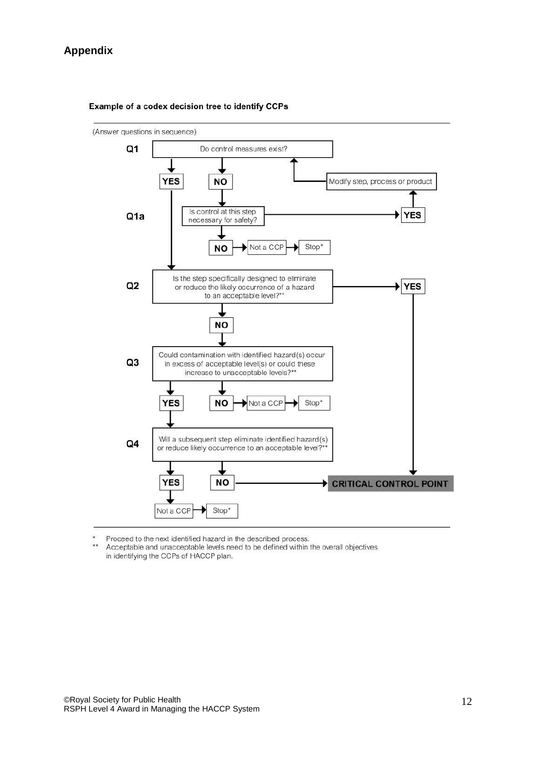## Appendix

**Example of a codex decision tree to identify CCPs**

(Answer questions in sequence)

**Q1** Do control measures exist?

- **YES** → proceed to Q2
- **NO** → proceed to Q1a

**Q1a** Is control at this step necessary for safety?

- **YES** → Modify step, process or product → return to Q1
- **NO** → Not a CCP → Stop*

**Q2** Is the step specifically designed to eliminate or reduce the likely occurrence of a hazard to an acceptable level?**

- **YES** → **CRITICAL CONTROL POINT**
- **NO** → proceed to Q3

**Q3** Could contamination with identified hazard(s) occur in excess of acceptable level(s) or could these increase to unacceptable levels?**

- **YES** → proceed to Q4
- **NO** → Not a CCP → Stop*

**Q4** Will a subsequent step eliminate identified hazard(s) or reduce likely occurrence to an acceptable level?**

- **YES** → Not a CCP → Stop*
- **NO** → **CRITICAL CONTROL POINT**

\* Proceed to the next identified hazard in the described process.

\** Acceptable and unacceptable levels need to be defined within the overall objectives in identifying the CCPs of HACCP plan.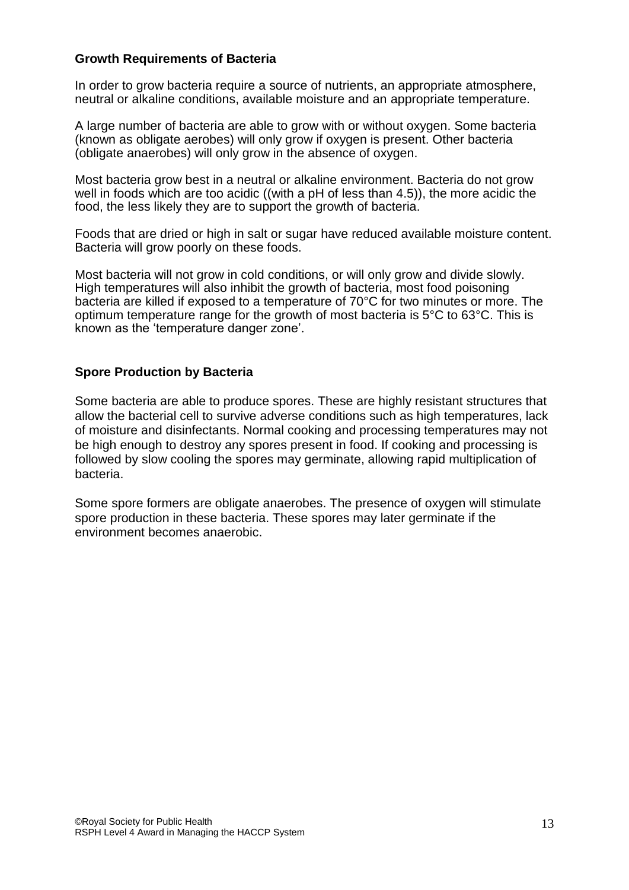### Growth Requirements of Bacteria

In order to grow bacteria require a source of nutrients, an appropriate atmosphere, neutral or alkaline conditions, available moisture and an appropriate temperature.

A large number of bacteria are able to grow with or without oxygen. Some bacteria (known as obligate aerobes) will only grow if oxygen is present. Other bacteria (obligate anaerobes) will only grow in the absence of oxygen.

Most bacteria grow best in a neutral or alkaline environment. Bacteria do not grow well in foods which are too acidic ((with a pH of less than 4.5)), the more acidic the food, the less likely they are to support the growth of bacteria.

Foods that are dried or high in salt or sugar have reduced available moisture content. Bacteria will grow poorly on these foods.

Most bacteria will not grow in cold conditions, or will only grow and divide slowly. High temperatures will also inhibit the growth of bacteria, most food poisoning bacteria are killed if exposed to a temperature of 70°C for two minutes or more. The optimum temperature range for the growth of most bacteria is 5°C to 63°C. This is known as the 'temperature danger zone'.

### Spore Production by Bacteria

Some bacteria are able to produce spores. These are highly resistant structures that allow the bacterial cell to survive adverse conditions such as high temperatures, lack of moisture and disinfectants. Normal cooking and processing temperatures may not be high enough to destroy any spores present in food. If cooking and processing is followed by slow cooling the spores may germinate, allowing rapid multiplication of bacteria.

Some spore formers are obligate anaerobes. The presence of oxygen will stimulate spore production in these bacteria. These spores may later germinate if the environment becomes anaerobic.